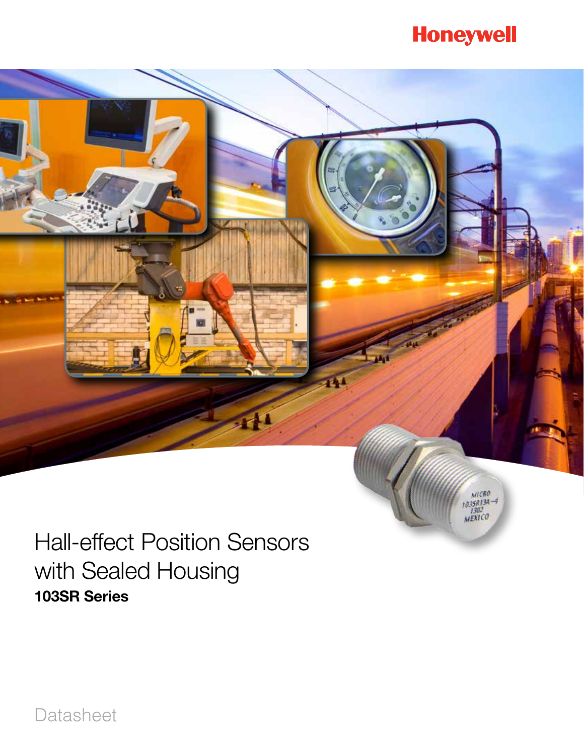Honeywell

# Hall-effect Position Sensors with Sealed Housing

**103SR Series**

Datasheet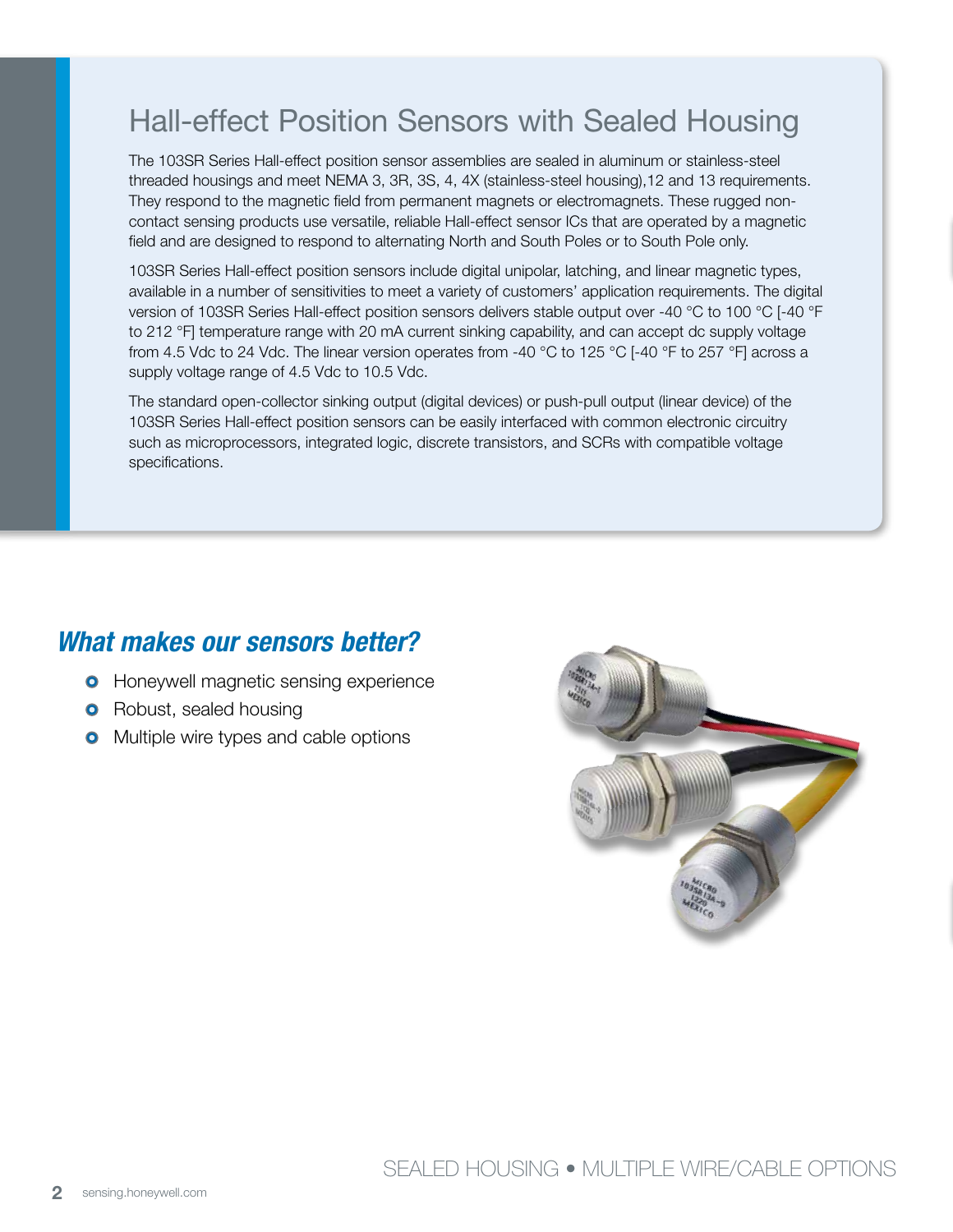# Hall-effect Position Sensors with Sealed Housing

The 103SR Series Hall-effect position sensor assemblies are sealed in aluminum or stainless-steel threaded housings and meet NEMA 3, 3R, 3S, 4, 4X (stainless-steel housing),12 and 13 requirements. They respond to the magnetic field from permanent magnets or electromagnets. These rugged non-contact sensing products use versatile, reliable Hall-effect sensor ICs that are operated by a magnetic field and are designed to respond to alternating North and South Poles or to South Pole only.

103SR Series Hall-effect position sensors include digital unipolar, latching, and linear magnetic types, available in a number of sensitivities to meet a variety of customers' application requirements. The digital version of 103SR Series Hall-effect position sensors delivers stable output over -40 °C to 100 °C [-40 °F to 212 °F] temperature range with 20 mA current sinking capability, and can accept dc supply voltage from 4.5 Vdc to 24 Vdc. The linear version operates from -40 °C to 125 °C [-40 °F to 257 °F] across a supply voltage range of 4.5 Vdc to 10.5 Vdc.

The standard open-collector sinking output (digital devices) or push-pull output (linear device) of the 103SR Series Hall-effect position sensors can be easily interfaced with common electronic circuitry such as microprocessors, integrated logic, discrete transistors, and SCRs with compatible voltage specifications.

## *What makes our sensors better?*

- Honeywell magnetic sensing experience
- Robust, sealed housing
- Multiple wire types and cable options

SEALED HOUSING • MULTIPLE WIRE/CABLE OPTIONS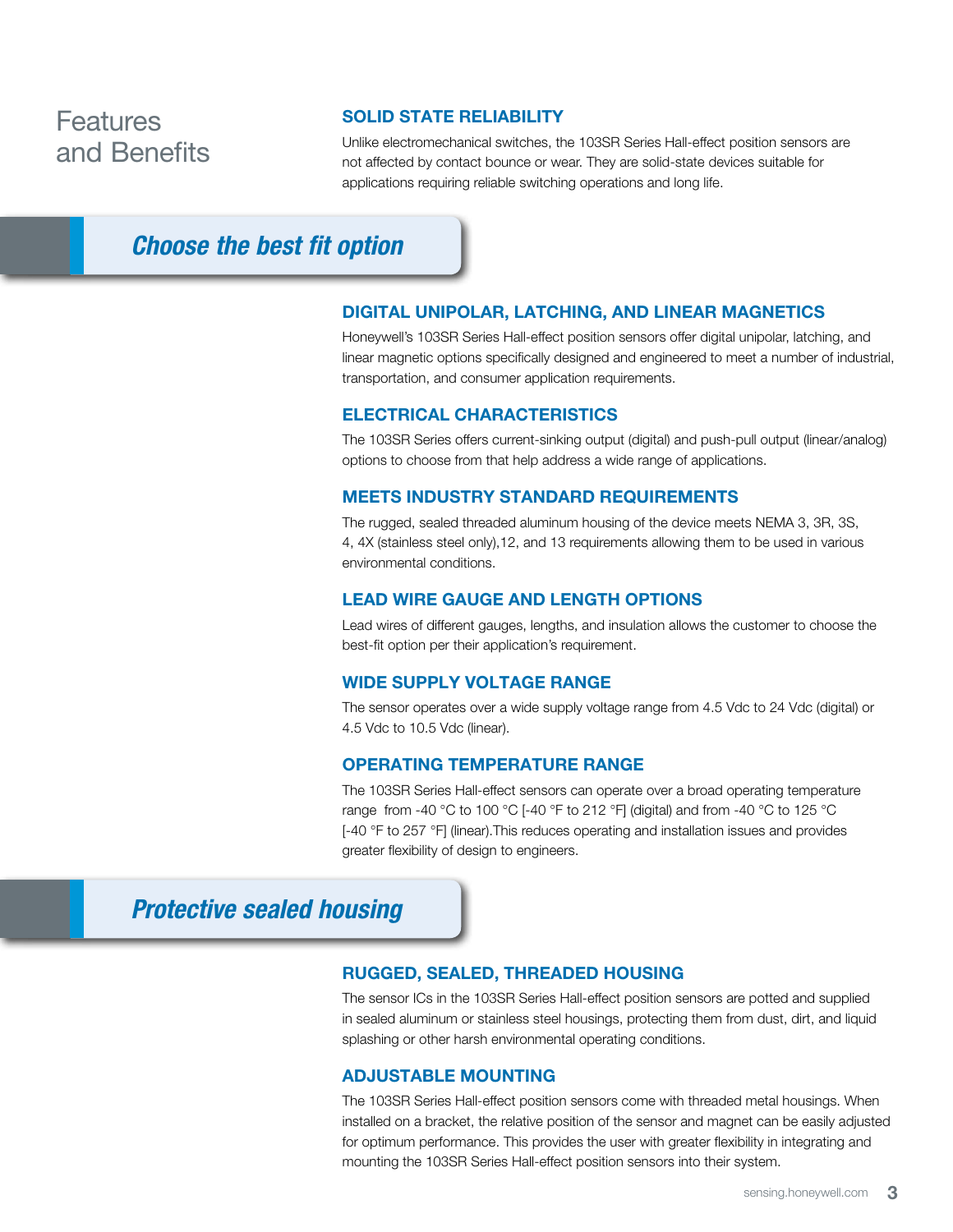# Features and Benefits

### SOLID STATE RELIABILITY

Unlike electromechanical switches, the 103SR Series Hall-effect position sensors are not affected by contact bounce or wear. They are solid-state devices suitable for applications requiring reliable switching operations and long life.

## *Choose the best fit option*

### DIGITAL UNIPOLAR, LATCHING, AND LINEAR MAGNETICS

Honeywell's 103SR Series Hall-effect position sensors offer digital unipolar, latching, and linear magnetic options specifically designed and engineered to meet a number of industrial, transportation, and consumer application requirements.

### ELECTRICAL CHARACTERISTICS

The 103SR Series offers current-sinking output (digital) and push-pull output (linear/analog) options to choose from that help address a wide range of applications.

### MEETS INDUSTRY STANDARD REQUIREMENTS

The rugged, sealed threaded aluminum housing of the device meets NEMA 3, 3R, 3S, 4, 4X (stainless steel only),12, and 13 requirements allowing them to be used in various environmental conditions.

### LEAD WIRE GAUGE AND LENGTH OPTIONS

Lead wires of different gauges, lengths, and insulation allows the customer to choose the best-fit option per their application's requirement.

### WIDE SUPPLY VOLTAGE RANGE

The sensor operates over a wide supply voltage range from 4.5 Vdc to 24 Vdc (digital) or 4.5 Vdc to 10.5 Vdc (linear).

### OPERATING TEMPERATURE RANGE

The 103SR Series Hall-effect sensors can operate over a broad operating temperature range from -40 °C to 100 °C [-40 °F to 212 °F] (digital) and from -40 °C to 125 °C [-40 °F to 257 °F] (linear).This reduces operating and installation issues and provides greater flexibility of design to engineers.

## *Protective sealed housing*

### RUGGED, SEALED, THREADED HOUSING

The sensor ICs in the 103SR Series Hall-effect position sensors are potted and supplied in sealed aluminum or stainless steel housings, protecting them from dust, dirt, and liquid splashing or other harsh environmental operating conditions.

### ADJUSTABLE MOUNTING

The 103SR Series Hall-effect position sensors come with threaded metal housings. When installed on a bracket, the relative position of the sensor and magnet can be easily adjusted for optimum performance. This provides the user with greater flexibility in integrating and mounting the 103SR Series Hall-effect position sensors into their system.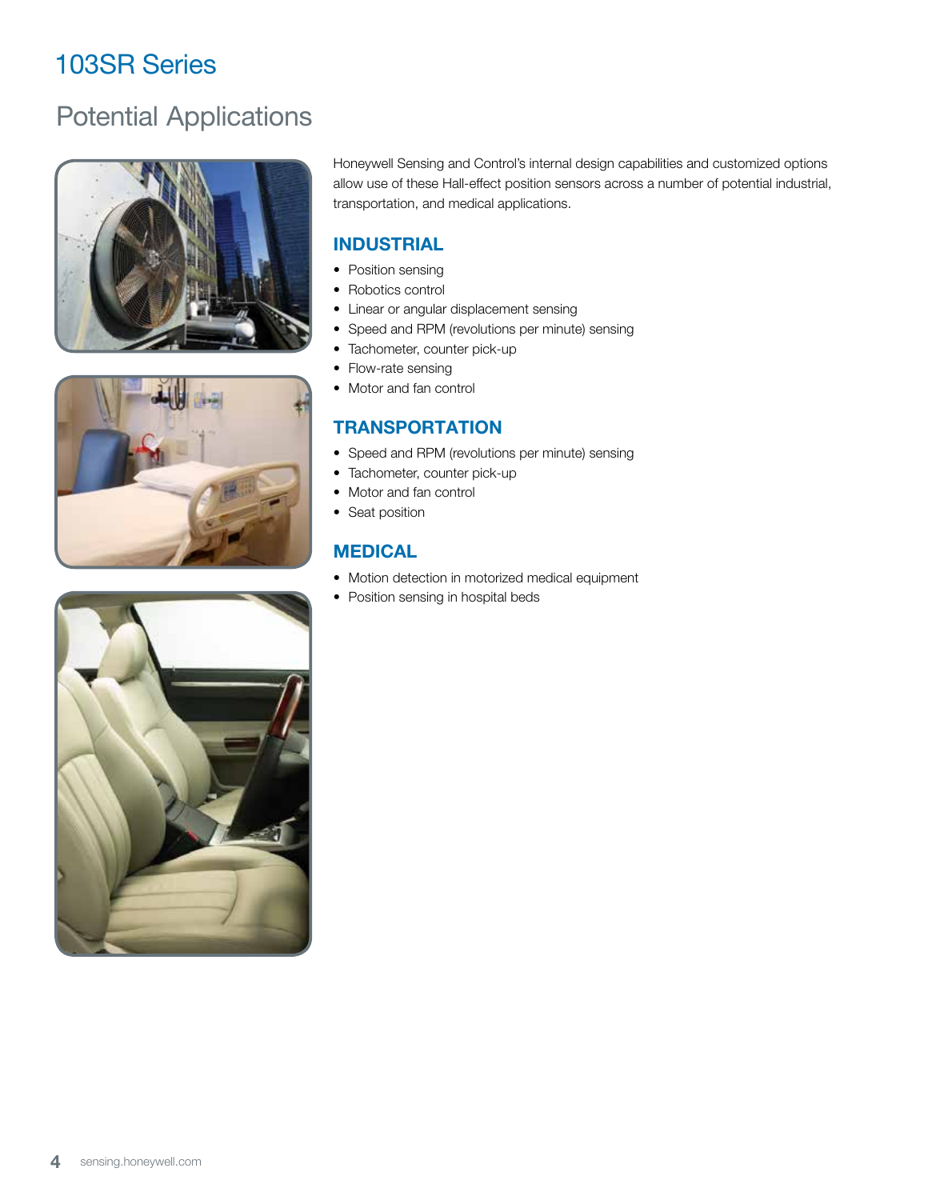# 103SR Series

## Potential Applications

Honeywell Sensing and Control's internal design capabilities and customized options allow use of these Hall-effect position sensors across a number of potential industrial, transportation, and medical applications.

### INDUSTRIAL

- Position sensing
- Robotics control
- Linear or angular displacement sensing
- Speed and RPM (revolutions per minute) sensing
- Tachometer, counter pick-up
- Flow-rate sensing
- Motor and fan control

### TRANSPORTATION

- Speed and RPM (revolutions per minute) sensing
- Tachometer, counter pick-up
- Motor and fan control
- Seat position

### MEDICAL

- Motion detection in motorized medical equipment
- Position sensing in hospital beds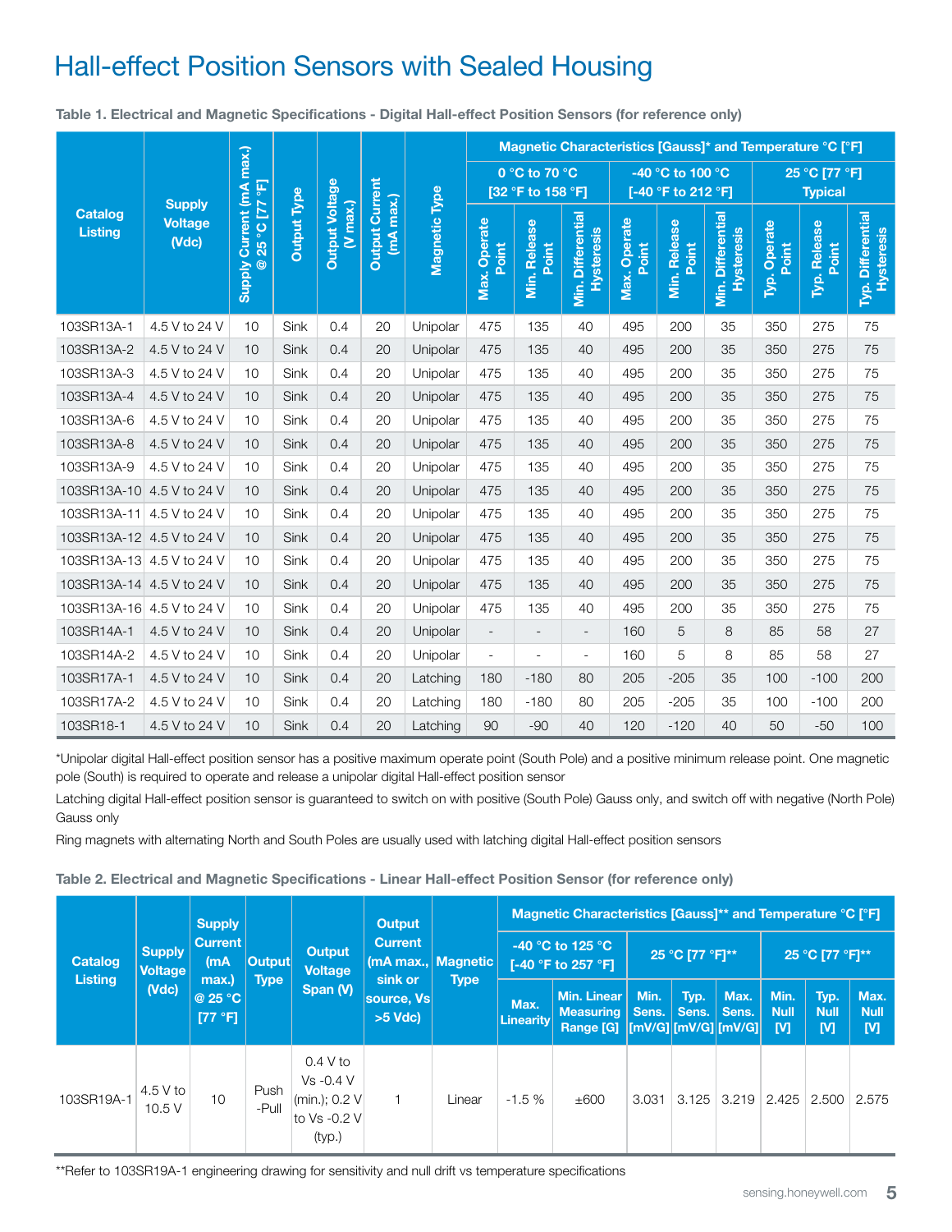# Hall-effect Position Sensors with Sealed Housing

**Table 1. Electrical and Magnetic Specifications - Digital Hall-effect Position Sensors (for reference only)**

| Catalog Listing | Supply Voltage (Vdc) | Supply Current (mA max.) @ 25 °C [77 °F] | Output Type | Output Voltage (V max.) | Output Current (mA max.) | Magnetic Type | Magnetic Characteristics [Gauss]* and Temperature °C [°F] | | | | | | | | |
|---|---|---|---|---|---|---|---|---|---|---|---|---|---|---|---|
| | | | | | | | 0 °C to 70 °C [32 °F to 158 °F] | | | -40 °C to 100 °C [-40 °F to 212 °F] | | | 25 °C [77 °F] Typical | | |
| | | | | | | | Max. Operate Point | Min. Release Point | Min. Differential Hysteresis | Max. Operate Point | Min. Release Point | Min. Differential Hysteresis | Typ. Operate Point | Typ. Release Point | Typ. Differential Hysteresis |
| 103SR13A-1 | 4.5 V to 24 V | 10 | Sink | 0.4 | 20 | Unipolar | 475 | 135 | 40 | 495 | 200 | 35 | 350 | 275 | 75 |
| 103SR13A-2 | 4.5 V to 24 V | 10 | Sink | 0.4 | 20 | Unipolar | 475 | 135 | 40 | 495 | 200 | 35 | 350 | 275 | 75 |
| 103SR13A-3 | 4.5 V to 24 V | 10 | Sink | 0.4 | 20 | Unipolar | 475 | 135 | 40 | 495 | 200 | 35 | 350 | 275 | 75 |
| 103SR13A-4 | 4.5 V to 24 V | 10 | Sink | 0.4 | 20 | Unipolar | 475 | 135 | 40 | 495 | 200 | 35 | 350 | 275 | 75 |
| 103SR13A-6 | 4.5 V to 24 V | 10 | Sink | 0.4 | 20 | Unipolar | 475 | 135 | 40 | 495 | 200 | 35 | 350 | 275 | 75 |
| 103SR13A-8 | 4.5 V to 24 V | 10 | Sink | 0.4 | 20 | Unipolar | 475 | 135 | 40 | 495 | 200 | 35 | 350 | 275 | 75 |
| 103SR13A-9 | 4.5 V to 24 V | 10 | Sink | 0.4 | 20 | Unipolar | 475 | 135 | 40 | 495 | 200 | 35 | 350 | 275 | 75 |
| 103SR13A-10 | 4.5 V to 24 V | 10 | Sink | 0.4 | 20 | Unipolar | 475 | 135 | 40 | 495 | 200 | 35 | 350 | 275 | 75 |
| 103SR13A-11 | 4.5 V to 24 V | 10 | Sink | 0.4 | 20 | Unipolar | 475 | 135 | 40 | 495 | 200 | 35 | 350 | 275 | 75 |
| 103SR13A-12 | 4.5 V to 24 V | 10 | Sink | 0.4 | 20 | Unipolar | 475 | 135 | 40 | 495 | 200 | 35 | 350 | 275 | 75 |
| 103SR13A-13 | 4.5 V to 24 V | 10 | Sink | 0.4 | 20 | Unipolar | 475 | 135 | 40 | 495 | 200 | 35 | 350 | 275 | 75 |
| 103SR13A-14 | 4.5 V to 24 V | 10 | Sink | 0.4 | 20 | Unipolar | 475 | 135 | 40 | 495 | 200 | 35 | 350 | 275 | 75 |
| 103SR13A-16 | 4.5 V to 24 V | 10 | Sink | 0.4 | 20 | Unipolar | 475 | 135 | 40 | 495 | 200 | 35 | 350 | 275 | 75 |
| 103SR14A-1 | 4.5 V to 24 V | 10 | Sink | 0.4 | 20 | Unipolar | - | - | - | 160 | 5 | 8 | 85 | 58 | 27 |
| 103SR14A-2 | 4.5 V to 24 V | 10 | Sink | 0.4 | 20 | Unipolar | - | - | - | 160 | 5 | 8 | 85 | 58 | 27 |
| 103SR17A-1 | 4.5 V to 24 V | 10 | Sink | 0.4 | 20 | Latching | 180 | -180 | 80 | 205 | -205 | 35 | 100 | -100 | 200 |
| 103SR17A-2 | 4.5 V to 24 V | 10 | Sink | 0.4 | 20 | Latching | 180 | -180 | 80 | 205 | -205 | 35 | 100 | -100 | 200 |
| 103SR18-1 | 4.5 V to 24 V | 10 | Sink | 0.4 | 20 | Latching | 90 | -90 | 40 | 120 | -120 | 40 | 50 | -50 | 100 |

*Unipolar digital Hall-effect position sensor has a positive maximum operate point (South Pole) and a positive minimum release point. One magnetic pole (South) is required to operate and release a unipolar digital Hall-effect position sensor

Latching digital Hall-effect position sensor is guaranteed to switch on with positive (South Pole) Gauss only, and switch off with negative (North Pole) Gauss only

Ring magnets with alternating North and South Poles are usually used with latching digital Hall-effect position sensors

**Table 2. Electrical and Magnetic Specifications - Linear Hall-effect Position Sensor (for reference only)**

| Catalog Listing | Supply Voltage (Vdc) | Supply Current (mA max.) @ 25 °C [77 °F] | Output Type | Output Voltage Span (V) | Output Current (mA max., sink or source, Vs >5 Vdc) | Magnetic Type | Magnetic Characteristics [Gauss]** and Temperature °C [°F] | | | | | | | |
|---|---|---|---|---|---|---|---|---|---|---|---|---|---|---|
| | | | | | | | -40 °C to 125 °C [-40 °F to 257 °F] | | 25 °C [77 °F]** | | | 25 °C [77 °F]** | | |
| | | | | | | | Max. Linearity | Min. Linear Measuring Range [G] | Min. Sens. [mV/G] | Typ. Sens. [mV/G] | Max. Sens. [mV/G] | Min. Null [V] | Typ. Null [V] | Max. Null [V] |
| 103SR19A-1 | 4.5 V to 10.5 V | 10 | Push-Pull | 0.4 V to Vs -0.4 V (min.); 0.2 V to Vs -0.2 V (typ.) | 1 | Linear | -1.5 % | ±600 | 3.031 | 3.125 | 3.219 | 2.425 | 2.500 | 2.575 |

**Refer to 103SR19A-1 engineering drawing for sensitivity and null drift vs temperature specifications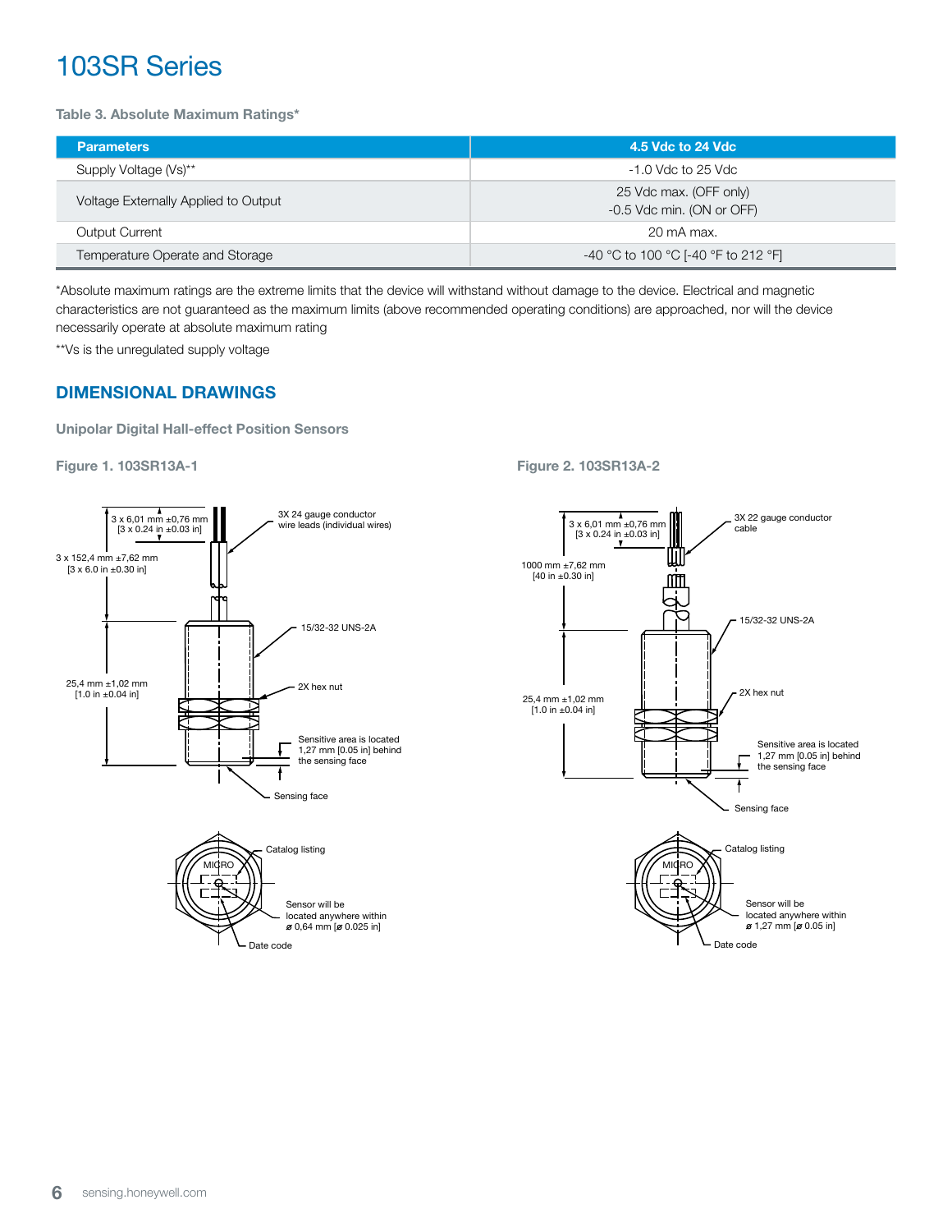# 103SR Series

**Table 3. Absolute Maximum Ratings***

| Parameters | 4.5 Vdc to 24 Vdc |
|---|---|
| Supply Voltage (Vs)** | -1.0 Vdc to 25 Vdc |
| Voltage Externally Applied to Output | 25 Vdc max. (OFF only)<br>-0.5 Vdc min. (ON or OFF) |
| Output Current | 20 mA max. |
| Temperature Operate and Storage | -40 °C to 100 °C [-40 °F to 212 °F] |

*Absolute maximum ratings are the extreme limits that the device will withstand without damage to the device. Electrical and magnetic characteristics are not guaranteed as the maximum limits (above recommended operating conditions) are approached, nor will the device necessarily operate at absolute maximum rating

**Vs is the unregulated supply voltage

## DIMENSIONAL DRAWINGS

### Unipolar Digital Hall-effect Position Sensors

**Figure 1. 103SR13A-1**

3 x 6,01 mm ±0,76 mm [3 x 0.24 in ±0.03 in]

3X 24 gauge conductor wire leads (individual wires)

3 x 152,4 mm ±7,62 mm [3 x 6.0 in ±0.30 in]

15/32-32 UNS-2A

25,4 mm ±1,02 mm [1.0 in ±0.04 in]

2X hex nut

Sensitive area is located 1,27 mm [0.05 in] behind the sensing face

Sensing face

MICRO

Catalog listing

Sensor will be located anywhere within ø 0,64 mm [ø 0.025 in]

Date code

**Figure 2. 103SR13A-2**

3 x 6,01 mm ±0,76 mm [3 x 0.24 in ±0.03 in]

3X 22 gauge conductor cable

1000 mm ±7,62 mm [40 in ±0.30 in]

15/32-32 UNS-2A

25,4 mm ±1,02 mm [1.0 in ±0.04 in]

2X hex nut

Sensitive area is located 1,27 mm [0.05 in] behind the sensing face

Sensing face

MICRO

Catalog listing

Sensor will be located anywhere within ø 1,27 mm [ø 0.05 in]

Date code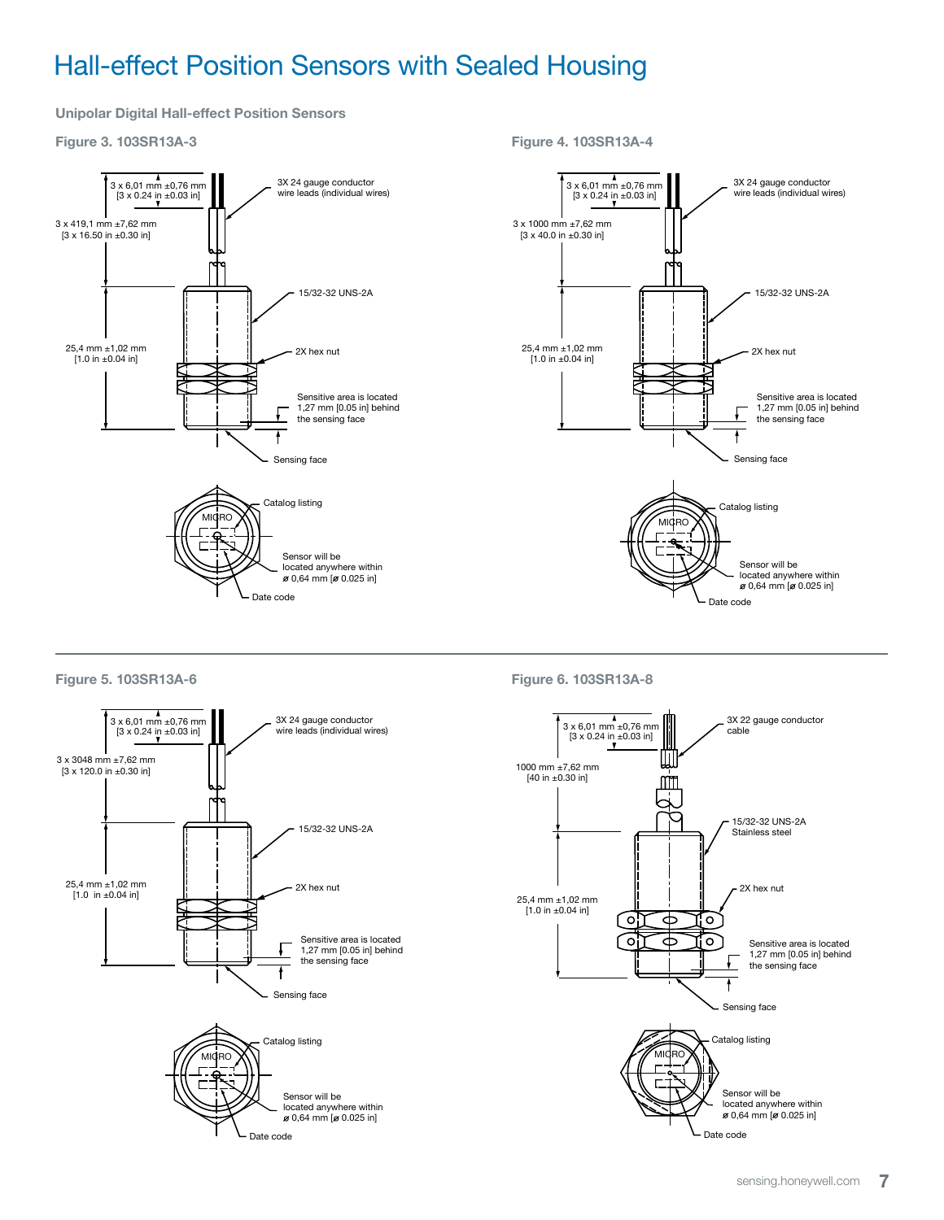# Hall-effect Position Sensors with Sealed Housing

### Unipolar Digital Hall-effect Position Sensors

**Figure 3. 103SR13A-3**

3 x 6,01 mm ±0,76 mm [3 x 0.24 in ±0.03 in]

3X 24 gauge conductor wire leads (individual wires)

3 x 419,1 mm ±7,62 mm [3 x 16.50 in ±0.30 in]

15/32-32 UNS-2A

25,4 mm ±1,02 mm [1.0 in ±0.04 in]

2X hex nut

Sensitive area is located 1,27 mm [0.05 in] behind the sensing face

Sensing face

MICRO

Catalog listing

Sensor will be located anywhere within ⌀ 0,64 mm [⌀ 0.025 in]

Date code

**Figure 4. 103SR13A-4**

3 x 6,01 mm ±0,76 mm [3 x 0.24 in ±0.03 in]

3X 24 gauge conductor wire leads (individual wires)

3 x 1000 mm ±7,62 mm [3 x 40.0 in ±0.30 in]

15/32-32 UNS-2A

25,4 mm ±1,02 mm [1.0 in ±0.04 in]

2X hex nut

Sensitive area is located 1,27 mm [0.05 in] behind the sensing face

Sensing face

MICRO

Catalog listing

Sensor will be located anywhere within ⌀ 0,64 mm [⌀ 0.025 in]

Date code

**Figure 5. 103SR13A-6**

3 x 6,01 mm ±0,76 mm [3 x 0.24 in ±0.03 in]

3X 24 gauge conductor wire leads (individual wires)

3 x 3048 mm ±7,62 mm [3 x 120.0 in ±0.30 in]

15/32-32 UNS-2A

25,4 mm ±1,02 mm [1.0 in ±0.04 in]

2X hex nut

Sensitive area is located 1,27 mm [0.05 in] behind the sensing face

Sensing face

MICRO

Catalog listing

Sensor will be located anywhere within ⌀ 0,64 mm [⌀ 0.025 in]

Date code

**Figure 6. 103SR13A-8**

3 x 6,01 mm ±0,76 mm [3 x 0.24 in ±0.03 in]

3X 22 gauge conductor cable

1000 mm ±7,62 mm [40 in ±0.30 in]

15/32-32 UNS-2A Stainless steel

25,4 mm ±1,02 mm [1.0 in ±0.04 in]

2X hex nut

Sensitive area is located 1,27 mm [0.05 in] behind the sensing face

Sensing face

MICRO

Catalog listing

Sensor will be located anywhere within ⌀ 0,64 mm [⌀ 0.025 in]

Date code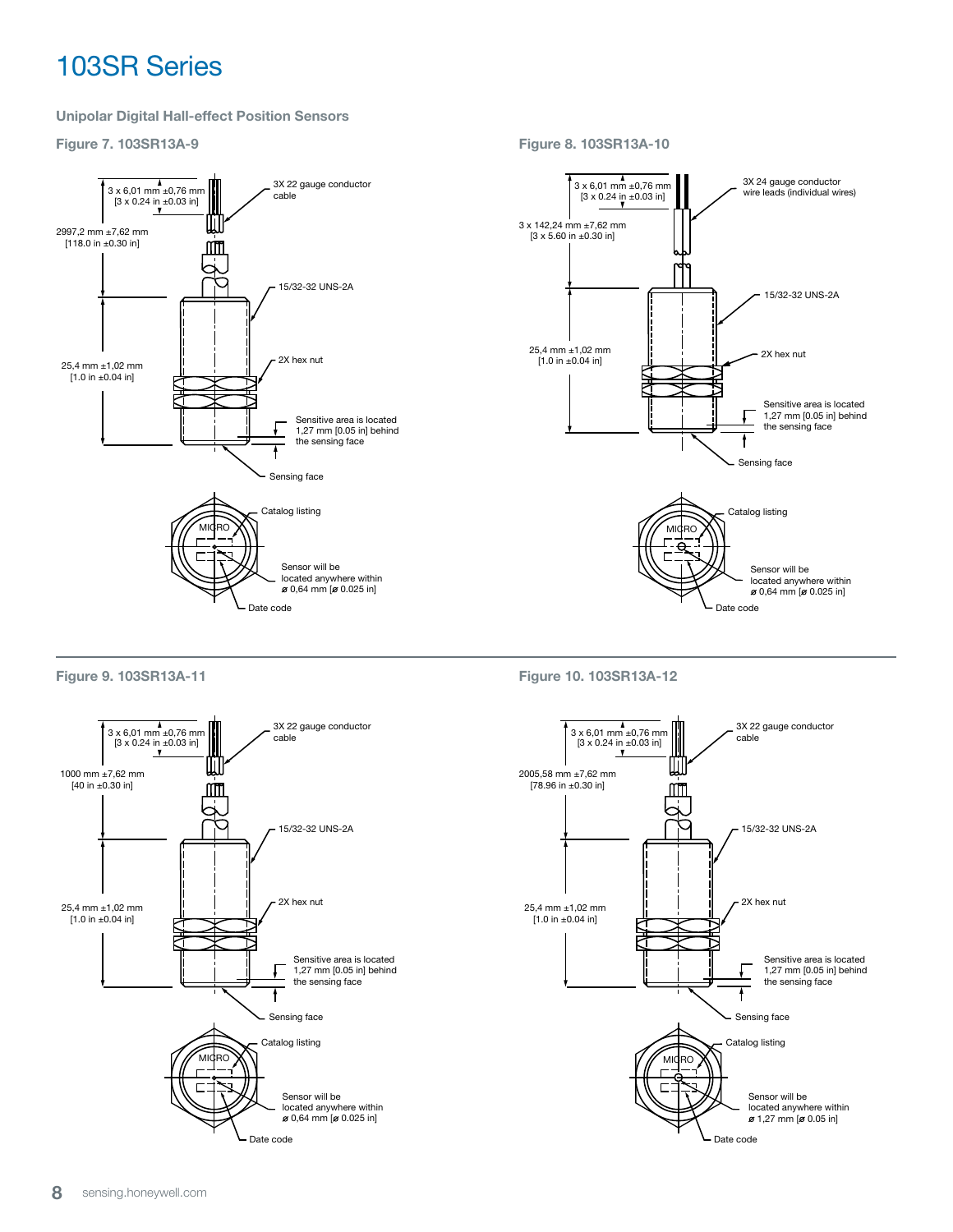# 103SR Series

## Unipolar Digital Hall-effect Position Sensors

### Figure 7. 103SR13A-9

3 x 6,01 mm ±0,76 mm [3 x 0.24 in ±0.03 in]

3X 22 gauge conductor cable

2997,2 mm ±7,62 mm [118.0 in ±0.30 in]

15/32-32 UNS-2A

25,4 mm ±1,02 mm [1.0 in ±0.04 in]

2X hex nut

Sensitive area is located 1,27 mm [0.05 in] behind the sensing face

Sensing face

Catalog listing

MICRO

Sensor will be located anywhere within ø 0,64 mm [ø 0.025 in]

Date code

### Figure 8. 103SR13A-10

3 x 6,01 mm ±0,76 mm [3 x 0.24 in ±0.03 in]

3X 24 gauge conductor wire leads (individual wires)

3 x 142,24 mm ±7,62 mm [3 x 5.60 in ±0.30 in]

15/32-32 UNS-2A

25,4 mm ±1,02 mm [1.0 in ±0.04 in]

2X hex nut

Sensitive area is located 1,27 mm [0.05 in] behind the sensing face

Sensing face

Catalog listing

MICRO

Sensor will be located anywhere within ø 0,64 mm [ø 0.025 in]

Date code

### Figure 9. 103SR13A-11

3 x 6,01 mm ±0,76 mm [3 x 0.24 in ±0.03 in]

3X 22 gauge conductor cable

1000 mm ±7,62 mm [40 in ±0.30 in]

15/32-32 UNS-2A

25,4 mm ±1,02 mm [1.0 in ±0.04 in]

2X hex nut

Sensitive area is located 1,27 mm [0.05 in] behind the sensing face

Sensing face

Catalog listing

MICRO

Sensor will be located anywhere within ø 0,64 mm [ø 0.025 in]

Date code

### Figure 10. 103SR13A-12

3 x 6,01 mm ±0,76 mm [3 x 0.24 in ±0.03 in]

3X 22 gauge conductor cable

2005,58 mm ±7,62 mm [78.96 in ±0.30 in]

15/32-32 UNS-2A

25,4 mm ±1,02 mm [1.0 in ±0.04 in]

2X hex nut

Sensitive area is located 1,27 mm [0.05 in] behind the sensing face

Sensing face

Catalog listing

MICRO

Sensor will be located anywhere within ø 1,27 mm [ø 0.05 in]

Date code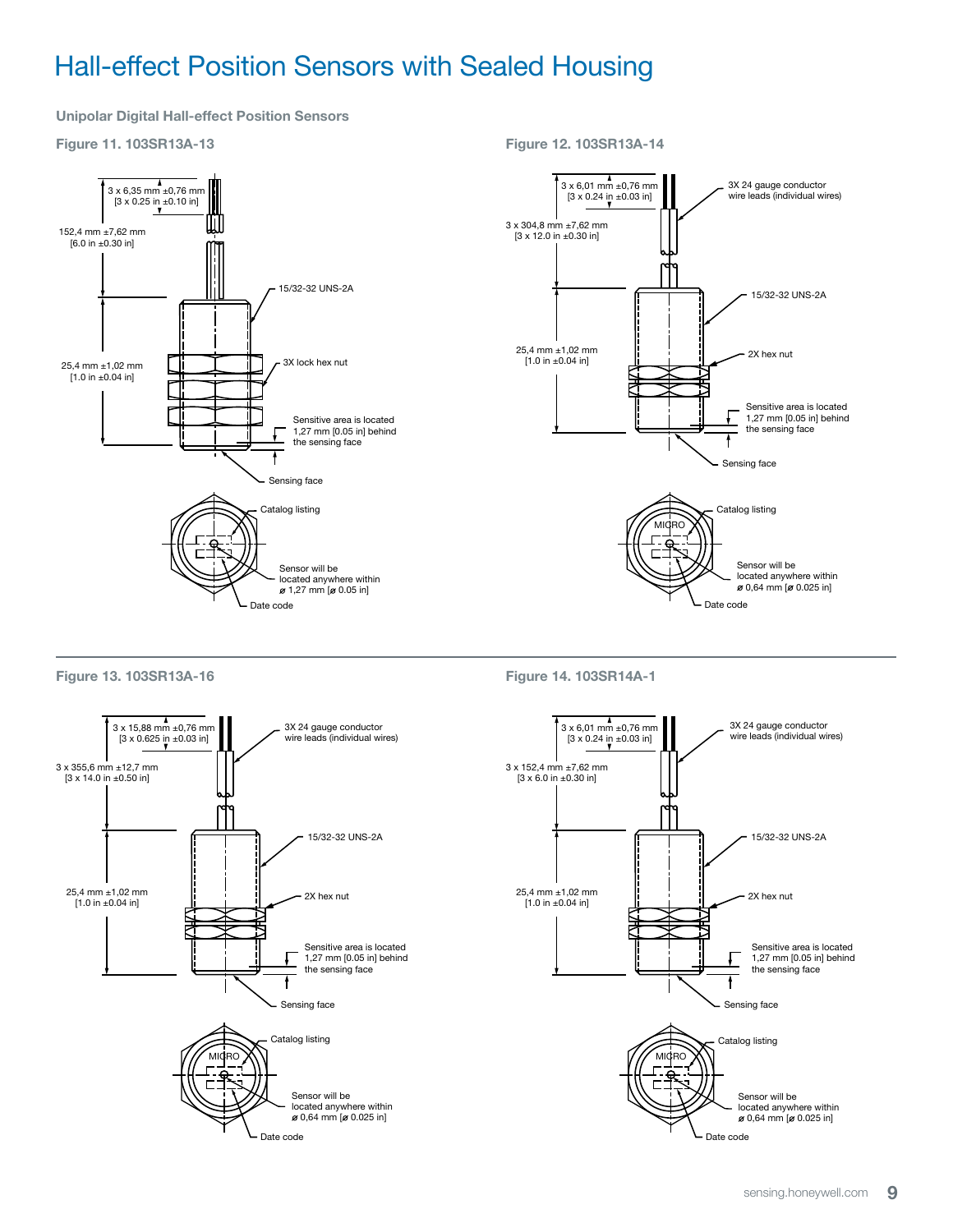# Hall-effect Position Sensors with Sealed Housing

### Unipolar Digital Hall-effect Position Sensors

**Figure 11. 103SR13A-13**

3 x 6,35 mm ±0,76 mm [3 x 0.25 in ±0.10 in]

152,4 mm ±7,62 mm [6.0 in ±0.30 in]

15/32-32 UNS-2A

25,4 mm ±1,02 mm [1.0 in ±0.04 in]

3X lock hex nut

Sensitive area is located 1,27 mm [0.05 in] behind the sensing face

Sensing face

Catalog listing

Sensor will be located anywhere within ø 1,27 mm [ø 0.05 in]

Date code

**Figure 12. 103SR13A-14**

3 x 6,01 mm ±0,76 mm [3 x 0.24 in ±0.03 in]

3X 24 gauge conductor wire leads (individual wires)

3 x 304,8 mm ±7,62 mm [3 x 12.0 in ±0.30 in]

15/32-32 UNS-2A

25,4 mm ±1,02 mm [1.0 in ±0.04 in]

2X hex nut

Sensitive area is located 1,27 mm [0.05 in] behind the sensing face

Sensing face

MICRO

Catalog listing

Sensor will be located anywhere within ø 0,64 mm [ø 0.025 in]

Date code

**Figure 13. 103SR13A-16**

3 x 15,88 mm ±0,76 mm [3 x 0.625 in ±0.03 in]

3X 24 gauge conductor wire leads (individual wires)

3 x 355,6 mm ±12,7 mm [3 x 14.0 in ±0.50 in]

15/32-32 UNS-2A

25,4 mm ±1,02 mm [1.0 in ±0.04 in]

2X hex nut

Sensitive area is located 1,27 mm [0.05 in] behind the sensing face

Sensing face

MICRO

Catalog listing

Sensor will be located anywhere within ø 0,64 mm [ø 0.025 in]

Date code

**Figure 14. 103SR14A-1**

3 x 6,01 mm ±0,76 mm [3 x 0.24 in ±0.03 in]

3X 24 gauge conductor wire leads (individual wires)

3 x 152,4 mm ±7,62 mm [3 x 6.0 in ±0.30 in]

15/32-32 UNS-2A

25,4 mm ±1,02 mm [1.0 in ±0.04 in]

2X hex nut

Sensitive area is located 1,27 mm [0.05 in] behind the sensing face

Sensing face

MICRO

Catalog listing

Sensor will be located anywhere within ø 0,64 mm [ø 0.025 in]

Date code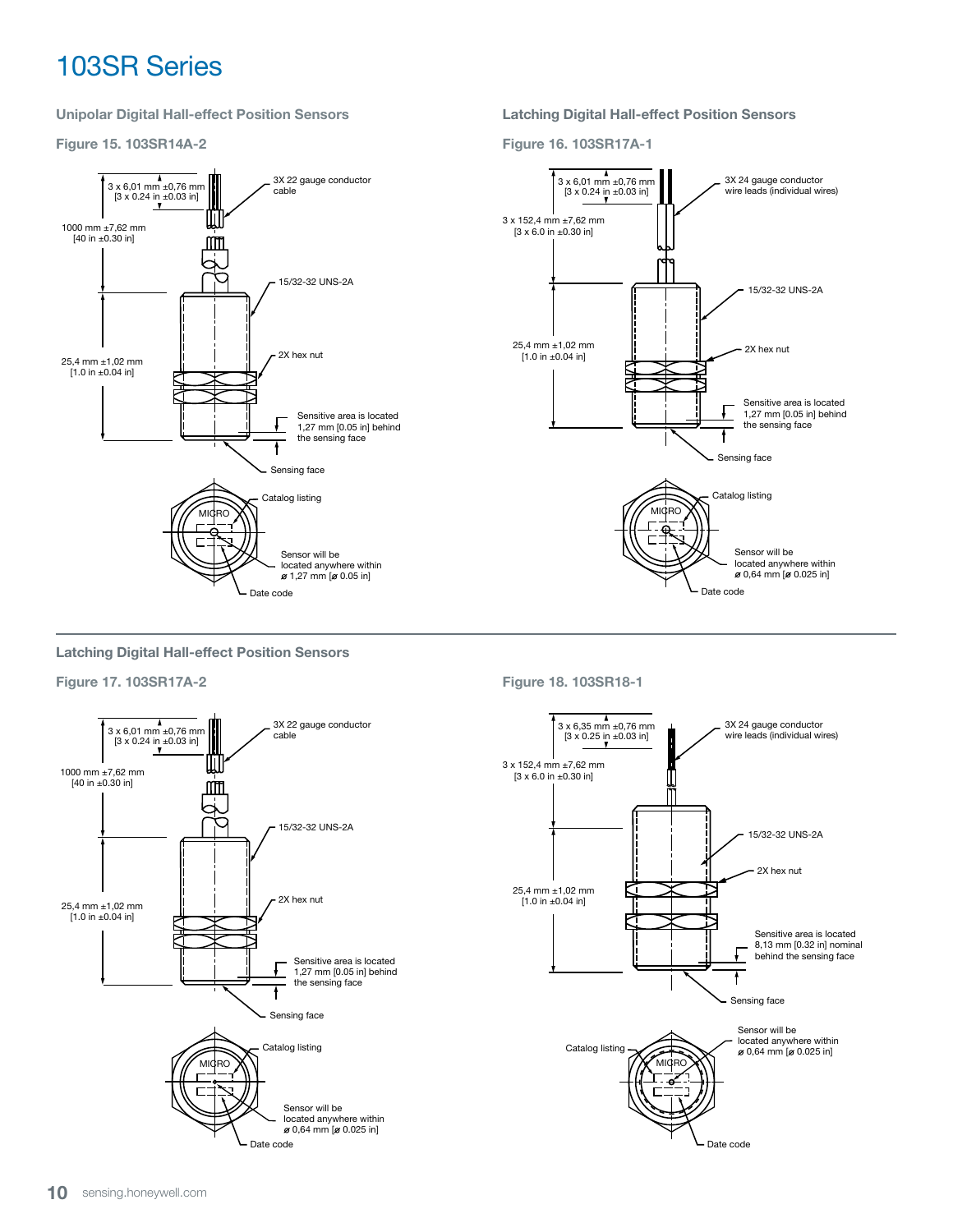# 103SR Series

## Unipolar Digital Hall-effect Position Sensors

### Figure 15. 103SR14A-2

3 x 6,01 mm ±0,76 mm [3 x 0.24 in ±0.03 in]

3X 22 gauge conductor cable

1000 mm ±7,62 mm [40 in ±0.30 in]

15/32-32 UNS-2A

25,4 mm ±1,02 mm [1.0 in ±0.04 in]

2X hex nut

Sensitive area is located 1,27 mm [0.05 in] behind the sensing face

Sensing face

Catalog listing

MICRO

Sensor will be located anywhere within ø 1,27 mm [ø 0.05 in]

Date code

## Latching Digital Hall-effect Position Sensors

### Figure 16. 103SR17A-1

3 x 6,01 mm ±0,76 mm [3 x 0.24 in ±0.03 in]

3X 24 gauge conductor wire leads (individual wires)

3 x 152,4 mm ±7,62 mm [3 x 6.0 in ±0.30 in]

15/32-32 UNS-2A

25,4 mm ±1,02 mm [1.0 in ±0.04 in]

2X hex nut

Sensitive area is located 1,27 mm [0.05 in] behind the sensing face

Sensing face

Catalog listing

MICRO

Sensor will be located anywhere within ø 0,64 mm [ø 0.025 in]

Date code

## Latching Digital Hall-effect Position Sensors

### Figure 17. 103SR17A-2

3 x 6,01 mm ±0,76 mm [3 x 0.24 in ±0.03 in]

3X 22 gauge conductor cable

1000 mm ±7,62 mm [40 in ±0.30 in]

15/32-32 UNS-2A

25,4 mm ±1,02 mm [1.0 in ±0.04 in]

2X hex nut

Sensitive area is located 1,27 mm [0.05 in] behind the sensing face

Sensing face

Catalog listing

MICRO

Sensor will be located anywhere within ø 0,64 mm [ø 0.025 in]

Date code

### Figure 18. 103SR18-1

3 x 6,35 mm ±0,76 mm [3 x 0.25 in ±0.03 in]

3X 24 gauge conductor wire leads (individual wires)

3 x 152,4 mm ±7,62 mm [3 x 6.0 in ±0.30 in]

15/32-32 UNS-2A

2X hex nut

25,4 mm ±1,02 mm [1.0 in ±0.04 in]

Sensitive area is located 8,13 mm [0.32 in] nominal behind the sensing face

Sensing face

Sensor will be located anywhere within ø 0,64 mm [ø 0.025 in]

Catalog listing

MICRO

Date code

sensing.honeywell.com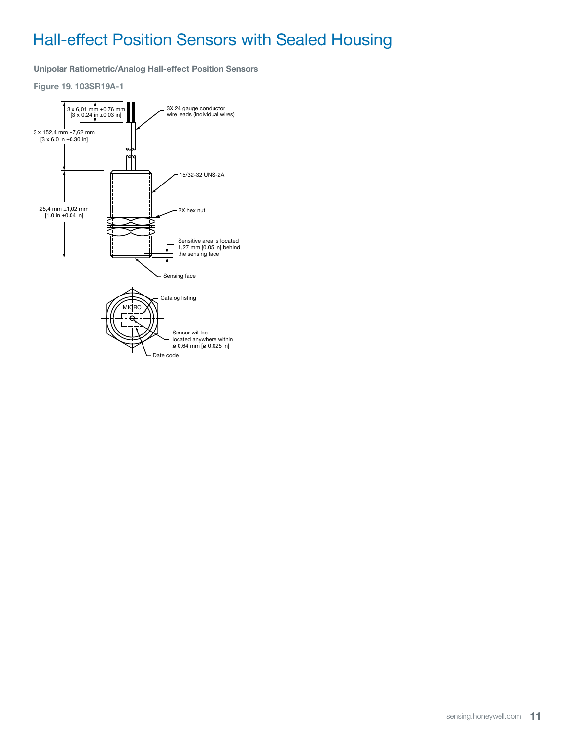# Hall-effect Position Sensors with Sealed Housing

### Unipolar Ratiometric/Analog Hall-effect Position Sensors

**Figure 19. 103SR19A-1**

3 x 6,01 mm ±0,76 mm [3 x 0.24 in ±0.03 in]

3X 24 gauge conductor wire leads (individual wires)

3 x 152,4 mm ±7,62 mm [3 x 6.0 in ±0.30 in]

15/32-32 UNS-2A

25,4 mm ±1,02 mm [1.0 in ±0.04 in]

2X hex nut

Sensitive area is located 1,27 mm [0.05 in] behind the sensing face

Sensing face

Catalog listing

MICRO

Sensor will be located anywhere within ø 0,64 mm [ø 0.025 in]

Date code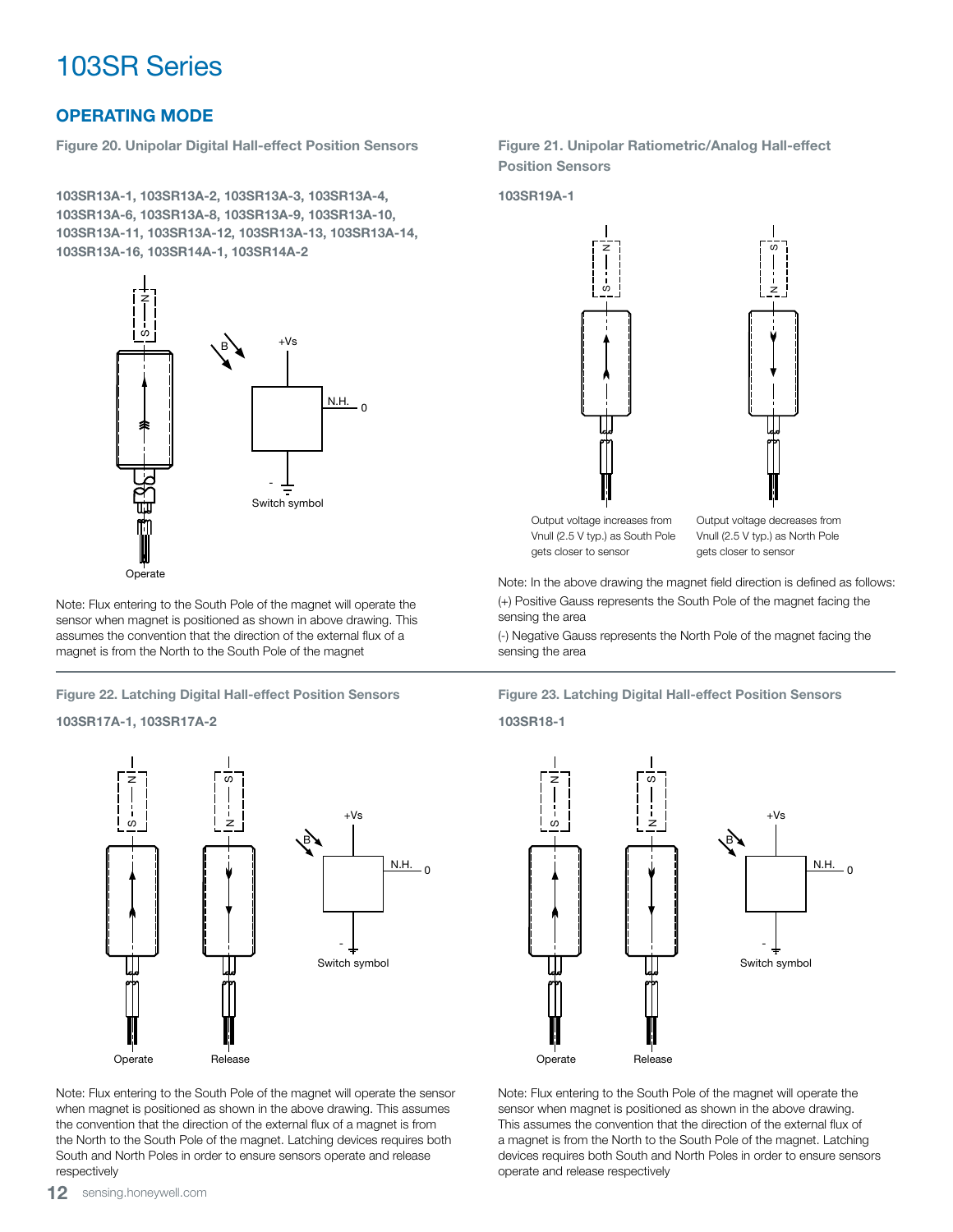# 103SR Series

## OPERATING MODE

### Figure 20. Unipolar Digital Hall-effect Position Sensors

**103SR13A-1, 103SR13A-2, 103SR13A-3, 103SR13A-4, 103SR13A-6, 103SR13A-8, 103SR13A-9, 103SR13A-10, 103SR13A-11, 103SR13A-12, 103SR13A-13, 103SR13A-14, 103SR13A-16, 103SR14A-1, 103SR14A-2**

Operate

Switch symbol

Note: Flux entering to the South Pole of the magnet will operate the sensor when magnet is positioned as shown in above drawing. This assumes the convention that the direction of the external flux of a magnet is from the North to the South Pole of the magnet

### Figure 21. Unipolar Ratiometric/Analog Hall-effect Position Sensors

**103SR19A-1**

Output voltage increases from Vnull (2.5 V typ.) as South Pole gets closer to sensor

Output voltage decreases from Vnull (2.5 V typ.) as North Pole gets closer to sensor

Note: In the above drawing the magnet field direction is defined as follows:

(+) Positive Gauss represents the South Pole of the magnet facing the sensing the area

(-) Negative Gauss represents the North Pole of the magnet facing the sensing the area

### Figure 22. Latching Digital Hall-effect Position Sensors

**103SR17A-1, 103SR17A-2**

Operate

Release

Switch symbol

Note: Flux entering to the South Pole of the magnet will operate the sensor when magnet is positioned as shown in the above drawing. This assumes the convention that the direction of the external flux of a magnet is from the North to the South Pole of the magnet. Latching devices requires both South and North Poles in order to ensure sensors operate and release respectively

### Figure 23. Latching Digital Hall-effect Position Sensors

**103SR18-1**

Operate

Release

Switch symbol

Note: Flux entering to the South Pole of the magnet will operate the sensor when magnet is positioned as shown in the above drawing. This assumes the convention that the direction of the external flux of a magnet is from the North to the South Pole of the magnet. Latching devices requires both South and North Poles in order to ensure sensors operate and release respectively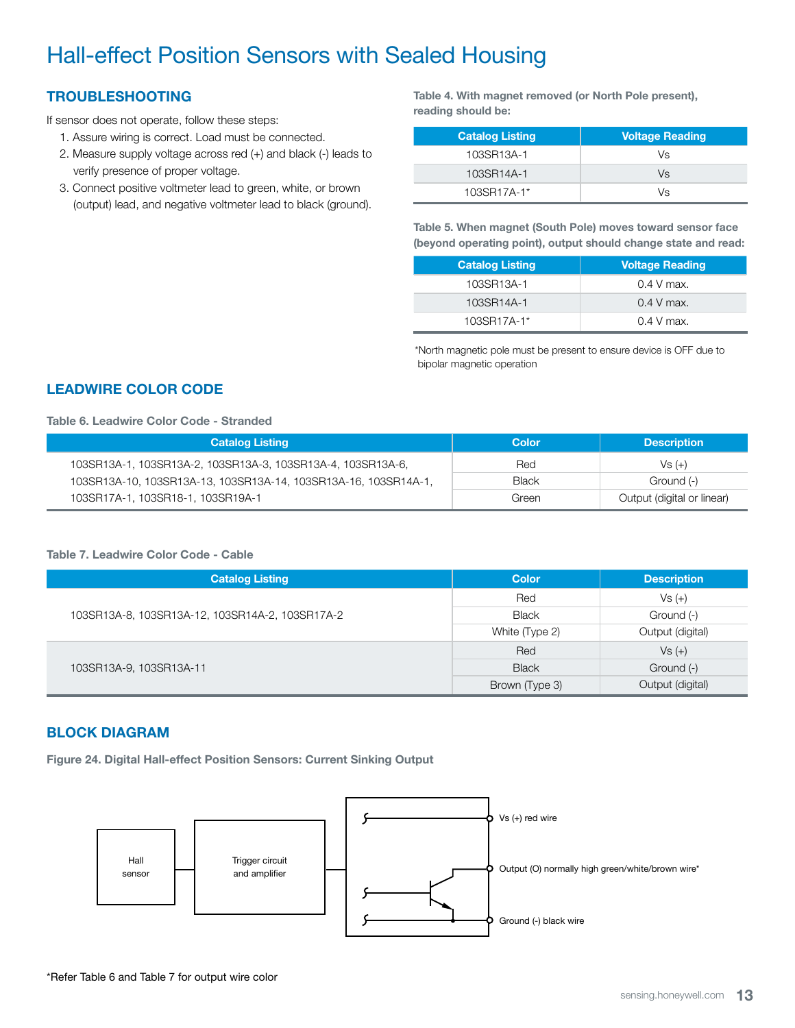# Hall-effect Position Sensors with Sealed Housing

## TROUBLESHOOTING

If sensor does not operate, follow these steps:

1. Assure wiring is correct. Load must be connected.
2. Measure supply voltage across red (+) and black (-) leads to verify presence of proper voltage.
3. Connect positive voltmeter lead to green, white, or brown (output) lead, and negative voltmeter lead to black (ground).

**Table 4. With magnet removed (or North Pole present), reading should be:**

| Catalog Listing | Voltage Reading |
|---|---|
| 103SR13A-1 | Vs |
| 103SR14A-1 | Vs |
| 103SR17A-1* | Vs |

**Table 5. When magnet (South Pole) moves toward sensor face (beyond operating point), output should change state and read:**

| Catalog Listing | Voltage Reading |
|---|---|
| 103SR13A-1 | 0.4 V max. |
| 103SR14A-1 | 0.4 V max. |
| 103SR17A-1* | 0.4 V max. |

*North magnetic pole must be present to ensure device is OFF due to bipolar magnetic operation

## LEADWIRE COLOR CODE

**Table 6. Leadwire Color Code - Stranded**

| Catalog Listing | Color | Description |
|---|---|---|
| 103SR13A-1, 103SR13A-2, 103SR13A-3, 103SR13A-4, 103SR13A-6, 103SR13A-10, 103SR13A-13, 103SR13A-14, 103SR13A-16, 103SR14A-1, 103SR17A-1, 103SR18-1, 103SR19A-1 | Red | Vs (+) |
| | Black | Ground (-) |
| | Green | Output (digital or linear) |

**Table 7. Leadwire Color Code - Cable**

| Catalog Listing | Color | Description |
|---|---|---|
| 103SR13A-8, 103SR13A-12, 103SR14A-2, 103SR17A-2 | Red | Vs (+) |
| | Black | Ground (-) |
| | White (Type 2) | Output (digital) |
| 103SR13A-9, 103SR13A-11 | Red | Vs (+) |
| | Black | Ground (-) |
| | Brown (Type 3) | Output (digital) |

## BLOCK DIAGRAM

**Figure 24. Digital Hall-effect Position Sensors: Current Sinking Output**

Hall sensor → Trigger circuit and amplifier → Vs (+) red wire; Output (O) normally high green/white/brown wire*; Ground (-) black wire

*Refer Table 6 and Table 7 for output wire color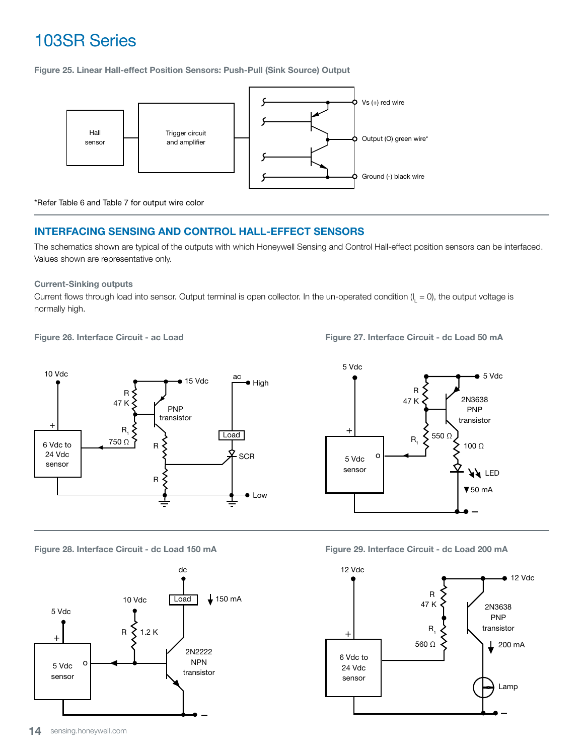# 103SR Series

**Figure 25. Linear Hall-effect Position Sensors: Push-Pull (Sink Source) Output**

Hall sensor

Trigger circuit and amplifier

Vs (+) red wire

Output (O) green wire*

Ground (-) black wire

*Refer Table 6 and Table 7 for output wire color

## INTERFACING SENSING AND CONTROL HALL-EFFECT SENSORS

The schematics shown are typical of the outputs with which Honeywell Sensing and Control Hall-effect position sensors can be interfaced. Values shown are representative only.

### Current-Sinking outputs

Current flows through load into sensor. Output terminal is open collector. In the un-operated condition ($I_L$ = 0), the output voltage is normally high.

**Figure 26. Interface Circuit - ac Load**

10 Vdc, 15 Vdc, ac, High, R 47 K, PNP transistor, $R_1$ 750 Ω, 6 Vdc to 24 Vdc sensor, Load, R, SCR, R, Low

**Figure 27. Interface Circuit - dc Load 50 mA**

5 Vdc, 5 Vdc, R 47 K, 2N3638 PNP transistor, $R_1$ 550 Ω, 100 Ω, 5 Vdc sensor, LED, 50 mA

**Figure 28. Interface Circuit - dc Load 150 mA**

dc, Load, 150 mA, 10 Vdc, 5 Vdc, R 1.2 K, 2N2222 NPN transistor, 5 Vdc sensor

**Figure 29. Interface Circuit - dc Load 200 mA**

12 Vdc, 12 Vdc, R 47 K, 2N3638 PNP transistor, $R_1$ 560 Ω, 200 mA, 6 Vdc to 24 Vdc sensor, Lamp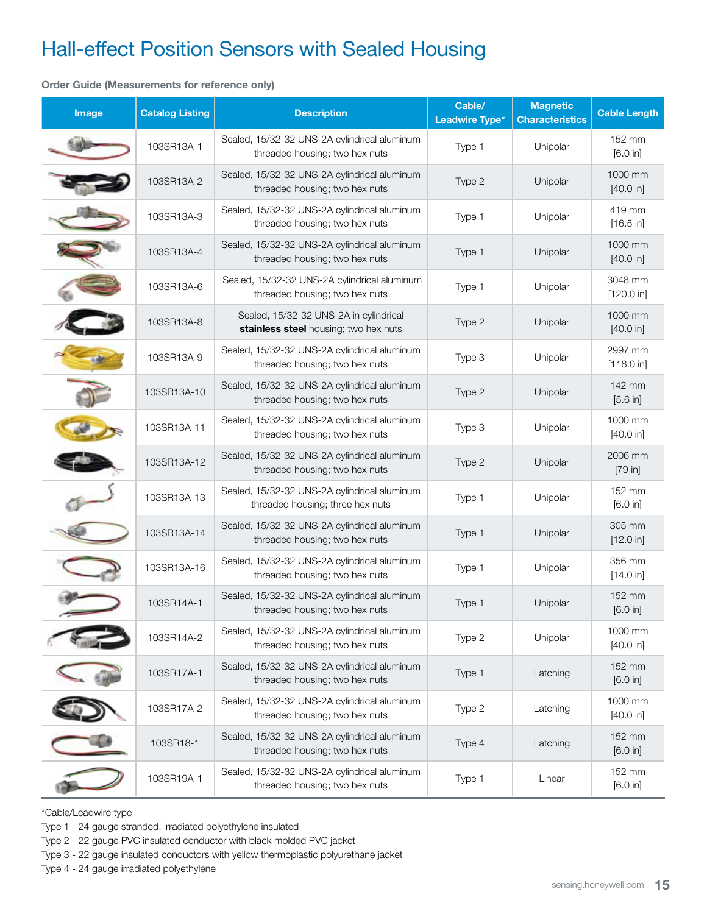# Hall-effect Position Sensors with Sealed Housing

**Order Guide (Measurements for reference only)**

| Image | Catalog Listing | Description | Cable/ Leadwire Type* | Magnetic Characteristics | Cable Length |
|---|---|---|---|---|---|
| | 103SR13A-1 | Sealed, 15/32-32 UNS-2A cylindrical aluminum threaded housing; two hex nuts | Type 1 | Unipolar | 152 mm [6.0 in] |
| | 103SR13A-2 | Sealed, 15/32-32 UNS-2A cylindrical aluminum threaded housing; two hex nuts | Type 2 | Unipolar | 1000 mm [40.0 in] |
| | 103SR13A-3 | Sealed, 15/32-32 UNS-2A cylindrical aluminum threaded housing; two hex nuts | Type 1 | Unipolar | 419 mm [16.5 in] |
| | 103SR13A-4 | Sealed, 15/32-32 UNS-2A cylindrical aluminum threaded housing; two hex nuts | Type 1 | Unipolar | 1000 mm [40.0 in] |
| | 103SR13A-6 | Sealed, 15/32-32 UNS-2A cylindrical aluminum threaded housing; two hex nuts | Type 1 | Unipolar | 3048 mm [120.0 in] |
| | 103SR13A-8 | Sealed, 15/32-32 UNS-2A in cylindrical **stainless steel** housing; two hex nuts | Type 2 | Unipolar | 1000 mm [40.0 in] |
| | 103SR13A-9 | Sealed, 15/32-32 UNS-2A cylindrical aluminum threaded housing; two hex nuts | Type 3 | Unipolar | 2997 mm [118.0 in] |
| | 103SR13A-10 | Sealed, 15/32-32 UNS-2A cylindrical aluminum threaded housing; two hex nuts | Type 2 | Unipolar | 142 mm [5.6 in] |
| | 103SR13A-11 | Sealed, 15/32-32 UNS-2A cylindrical aluminum threaded housing; two hex nuts | Type 3 | Unipolar | 1000 mm [40.0 in] |
| | 103SR13A-12 | Sealed, 15/32-32 UNS-2A cylindrical aluminum threaded housing; two hex nuts | Type 2 | Unipolar | 2006 mm [79 in] |
| | 103SR13A-13 | Sealed, 15/32-32 UNS-2A cylindrical aluminum threaded housing; three hex nuts | Type 1 | Unipolar | 152 mm [6.0 in] |
| | 103SR13A-14 | Sealed, 15/32-32 UNS-2A cylindrical aluminum threaded housing; two hex nuts | Type 1 | Unipolar | 305 mm [12.0 in] |
| | 103SR13A-16 | Sealed, 15/32-32 UNS-2A cylindrical aluminum threaded housing; two hex nuts | Type 1 | Unipolar | 356 mm [14.0 in] |
| | 103SR14A-1 | Sealed, 15/32-32 UNS-2A cylindrical aluminum threaded housing; two hex nuts | Type 1 | Unipolar | 152 mm [6.0 in] |
| | 103SR14A-2 | Sealed, 15/32-32 UNS-2A cylindrical aluminum threaded housing; two hex nuts | Type 2 | Unipolar | 1000 mm [40.0 in] |
| | 103SR17A-1 | Sealed, 15/32-32 UNS-2A cylindrical aluminum threaded housing; two hex nuts | Type 1 | Latching | 152 mm [6.0 in] |
| | 103SR17A-2 | Sealed, 15/32-32 UNS-2A cylindrical aluminum threaded housing; two hex nuts | Type 2 | Latching | 1000 mm [40.0 in] |
| | 103SR18-1 | Sealed, 15/32-32 UNS-2A cylindrical aluminum threaded housing; two hex nuts | Type 4 | Latching | 152 mm [6.0 in] |
| | 103SR19A-1 | Sealed, 15/32-32 UNS-2A cylindrical aluminum threaded housing; two hex nuts | Type 1 | Linear | 152 mm [6.0 in] |

*Cable/Leadwire type

Type 1 - 24 gauge stranded, irradiated polyethylene insulated

Type 2 - 22 gauge PVC insulated conductor with black molded PVC jacket

Type 3 - 22 gauge insulated conductors with yellow thermoplastic polyurethane jacket

Type 4 - 24 gauge irradiated polyethylene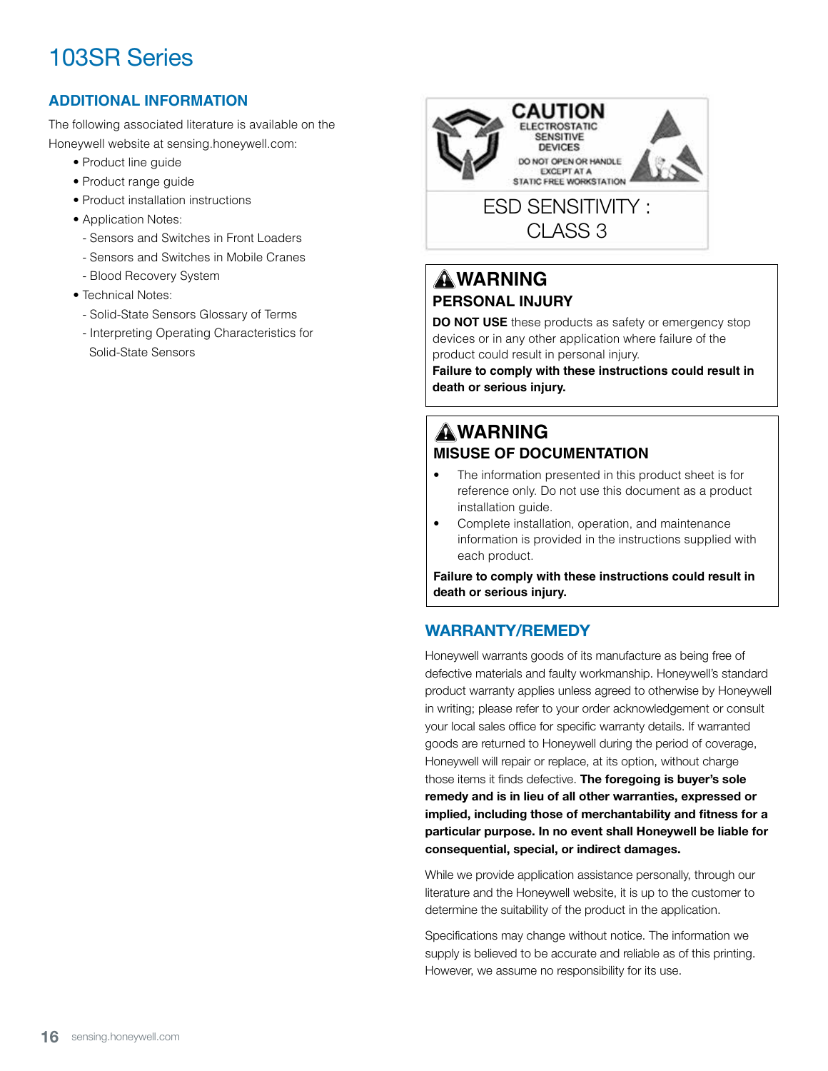# 103SR Series

## ADDITIONAL INFORMATION

The following associated literature is available on the Honeywell website at sensing.honeywell.com:

- Product line guide
- Product range guide
- Product installation instructions
- Application Notes:
  - Sensors and Switches in Front Loaders
  - Sensors and Switches in Mobile Cranes
  - Blood Recovery System
- Technical Notes:
  - Solid-State Sensors Glossary of Terms
  - Interpreting Operating Characteristics for Solid-State Sensors

**CAUTION**
ELECTROSTATIC SENSITIVE DEVICES
DO NOT OPEN OR HANDLE EXCEPT AT A STATIC FREE WORKSTATION

ESD SENSITIVITY : CLASS 3

**WARNING**
**PERSONAL INJURY**

**DO NOT USE** these products as safety or emergency stop devices or in any other application where failure of the product could result in personal injury.

**Failure to comply with these instructions could result in death or serious injury.**

**WARNING**
**MISUSE OF DOCUMENTATION**

- The information presented in this product sheet is for reference only. Do not use this document as a product installation guide.
- Complete installation, operation, and maintenance information is provided in the instructions supplied with each product.

**Failure to comply with these instructions could result in death or serious injury.**

## WARRANTY/REMEDY

Honeywell warrants goods of its manufacture as being free of defective materials and faulty workmanship. Honeywell's standard product warranty applies unless agreed to otherwise by Honeywell in writing; please refer to your order acknowledgement or consult your local sales office for specific warranty details. If warranted goods are returned to Honeywell during the period of coverage, Honeywell will repair or replace, at its option, without charge those items it finds defective. **The foregoing is buyer's sole remedy and is in lieu of all other warranties, expressed or implied, including those of merchantability and fitness for a particular purpose. In no event shall Honeywell be liable for consequential, special, or indirect damages.**

While we provide application assistance personally, through our literature and the Honeywell website, it is up to the customer to determine the suitability of the product in the application.

Specifications may change without notice. The information we supply is believed to be accurate and reliable as of this printing. However, we assume no responsibility for its use.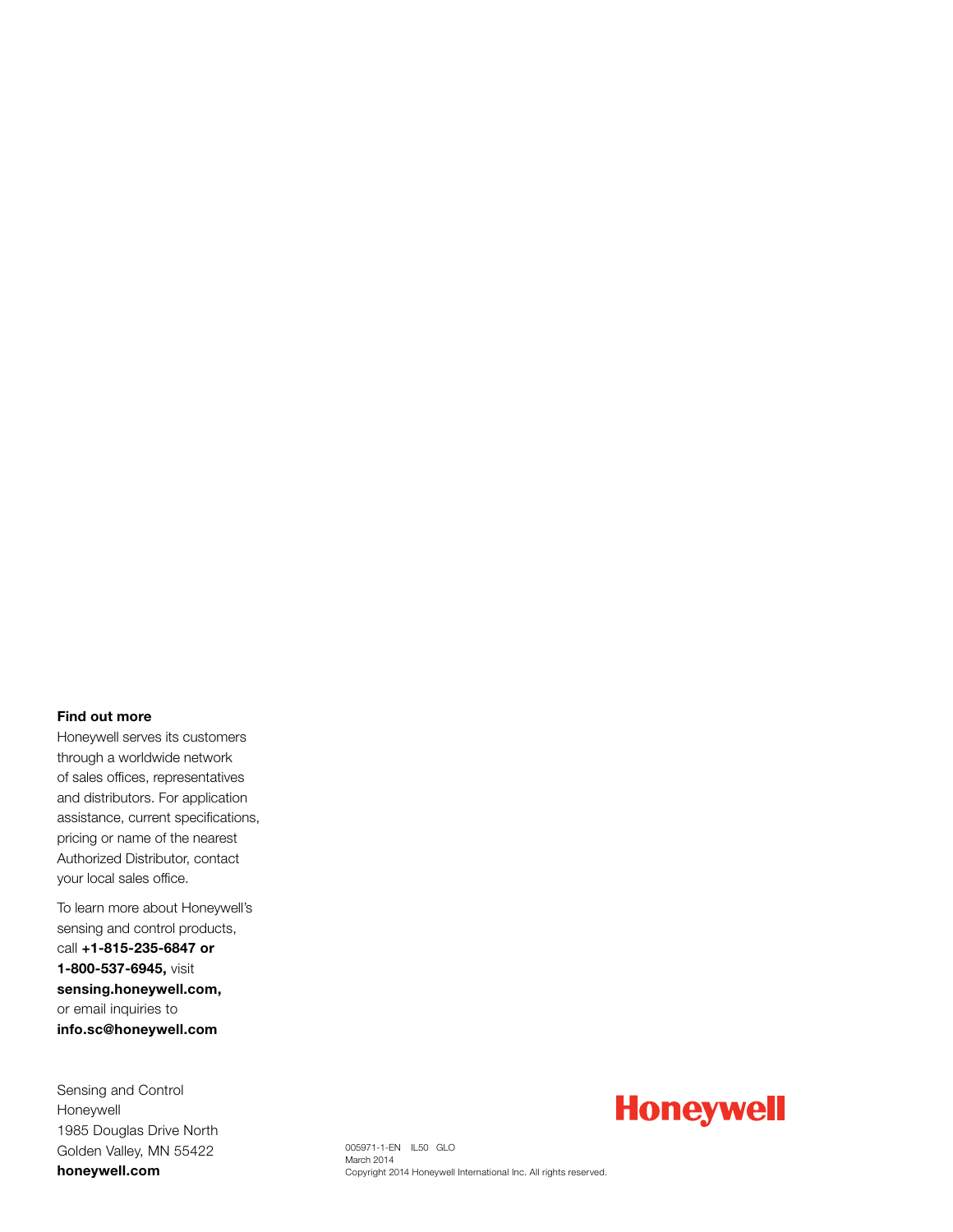**Find out more**

Honeywell serves its customers through a worldwide network of sales offices, representatives and distributors. For application assistance, current specifications, pricing or name of the nearest Authorized Distributor, contact your local sales office.

To learn more about Honeywell's sensing and control products, call **+1-815-235-6847 or 1-800-537-6945,** visit **sensing.honeywell.com,** or email inquiries to **info.sc@honeywell.com**

Sensing and Control
Honeywell
1985 Douglas Drive North
Golden Valley, MN 55422
**honeywell.com**

**Honeywell**

005971-1-EN IL50 GLO
March 2014
Copyright 2014 Honeywell International Inc. All rights reserved.